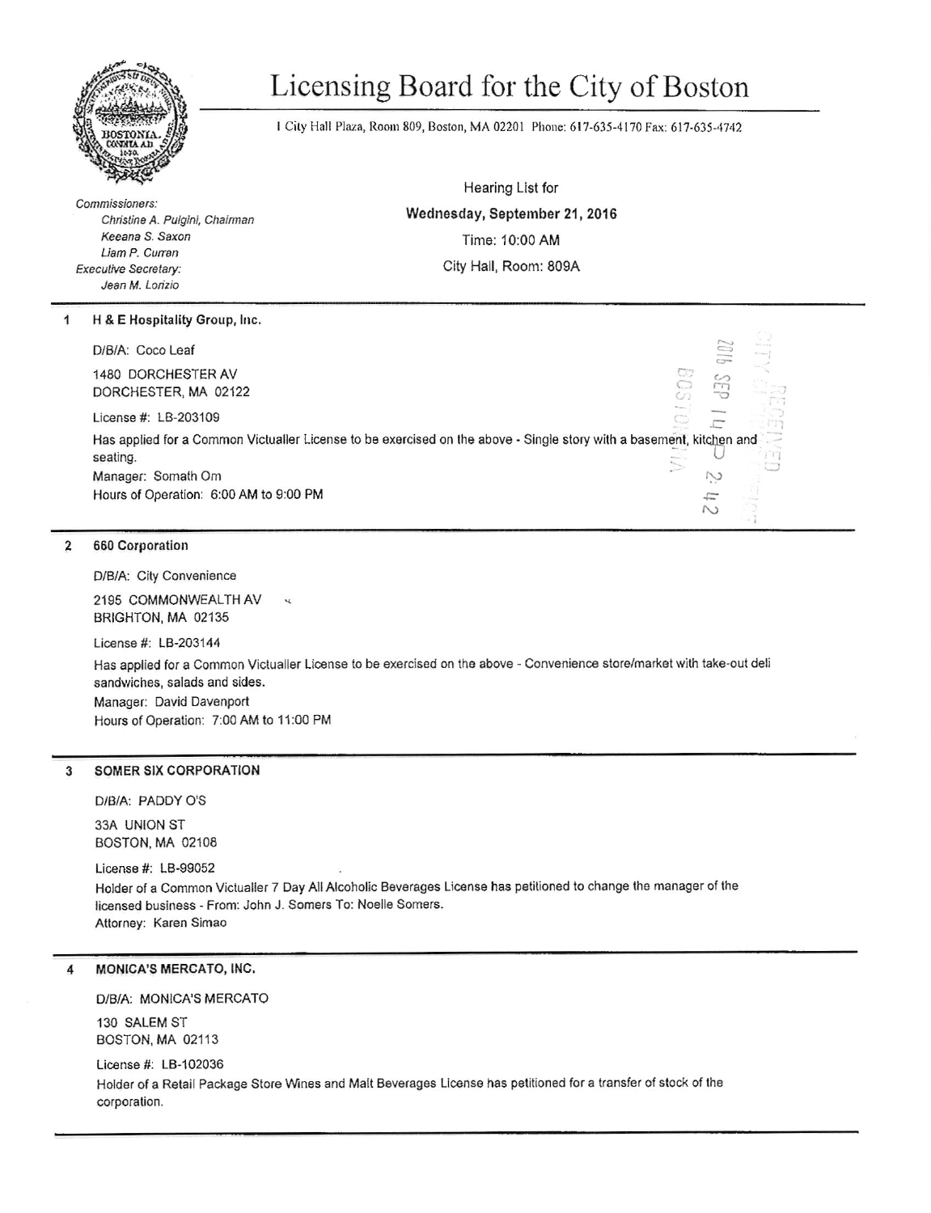# Licensing Board for the City of Boston

1 City Hall Plaza, Room 809, Boston, MA 02201 Phone: 617-635-4170 Fax: 617-635-4742

*Commissioners:*
*Christine A. Pulgini, Chairman*
*Keeana S. Saxon*
*Liam P. Curran*
*Executive Secretary:*
*Jean M. Lorizio*

Hearing List for
**Wednesday, September 21, 2016**
Time: 10:00 AM
City Hall, Room: 809A

---

**1 H & E Hospitality Group, Inc.**

D/B/A: Coco Leaf

1480 DORCHESTER AV
DORCHESTER, MA 02122

License #: LB-203109

Has applied for a Common Victualler License to be exercised on the above - Single story with a basement, kitchen and seating.
Manager: Somath Om
Hours of Operation: 6:00 AM to 9:00 PM

---

**2 660 Corporation**

D/B/A: City Convenience

2195 COMMONWEALTH AV
BRIGHTON, MA 02135

License #: LB-203144

Has applied for a Common Victualler License to be exercised on the above - Convenience store/market with take-out deli sandwiches, salads and sides.
Manager: David Davenport
Hours of Operation: 7:00 AM to 11:00 PM

---

**3 SOMER SIX CORPORATION**

D/B/A: PADDY O'S

33A UNION ST
BOSTON, MA 02108

License #: LB-99052

Holder of a Common Victualler 7 Day All Alcoholic Beverages License has petitioned to change the manager of the licensed business - From: John J. Somers To: Noelle Somers.
Attorney: Karen Simao

---

**4 MONICA'S MERCATO, INC.**

D/B/A: MONICA'S MERCATO

130 SALEM ST
BOSTON, MA 02113

License #: LB-102036

Holder of a Retail Package Store Wines and Malt Beverages License has petitioned for a transfer of stock of the corporation.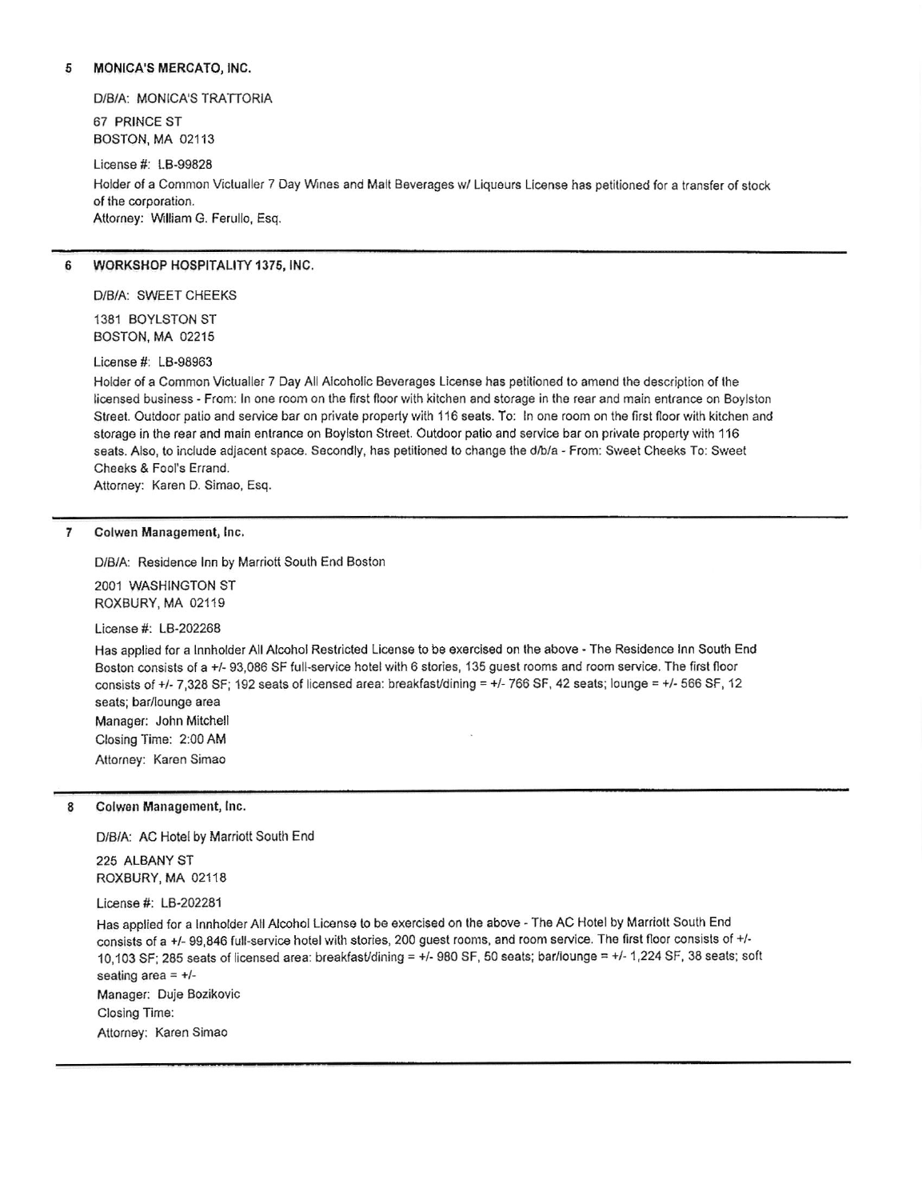**5 MONICA'S MERCATO, INC.**

D/B/A: MONICA'S TRATTORIA

67 PRINCE ST
BOSTON, MA 02113

License #: LB-99828

Holder of a Common Victualler 7 Day Wines and Malt Beverages w/ Liqueurs License has petitioned for a transfer of stock of the corporation.
Attorney: William G. Ferullo, Esq.

---

**6 WORKSHOP HOSPITALITY 1375, INC.**

D/B/A: SWEET CHEEKS

1381 BOYLSTON ST
BOSTON, MA 02215

License #: LB-98963

Holder of a Common Victualler 7 Day All Alcoholic Beverages License has petitioned to amend the description of the licensed business - From: In one room on the first floor with kitchen and storage in the rear and main entrance on Boylston Street. Outdoor patio and service bar on private property with 116 seats. To: In one room on the first floor with kitchen and storage in the rear and main entrance on Boylston Street. Outdoor patio and service bar on private property with 116 seats. Also, to include adjacent space. Secondly, has petitioned to change the d/b/a - From: Sweet Cheeks To: Sweet Cheeks & Fool's Errand.
Attorney: Karen D. Simao, Esq.

---

**7 Colwen Management, Inc.**

D/B/A: Residence Inn by Marriott South End Boston

2001 WASHINGTON ST
ROXBURY, MA 02119

License #: LB-202268

Has applied for a Innholder All Alcohol Restricted License to be exercised on the above - The Residence Inn South End Boston consists of a +/- 93,086 SF full-service hotel with 6 stories, 135 guest rooms and room service. The first floor consists of +/- 7,328 SF; 192 seats of licensed area: breakfast/dining = +/- 766 SF, 42 seats; lounge = +/- 566 SF, 12 seats; bar/lounge area
Manager: John Mitchell
Closing Time: 2:00 AM
Attorney: Karen Simao

---

**8 Colwen Management, Inc.**

D/B/A: AC Hotel by Marriott South End

225 ALBANY ST
ROXBURY, MA 02118

License #: LB-202281

Has applied for a Innholder All Alcohol License to be exercised on the above - The AC Hotel by Marriott South End consists of a +/- 99,846 full-service hotel with stories, 200 guest rooms, and room service. The first floor consists of +/- 10,103 SF; 285 seats of licensed area: breakfast/dining = +/- 980 SF, 50 seats; bar/lounge = +/- 1,224 SF, 38 seats; soft seating area = +/-
Manager: Duje Bozikovic
Closing Time:
Attorney: Karen Simao

---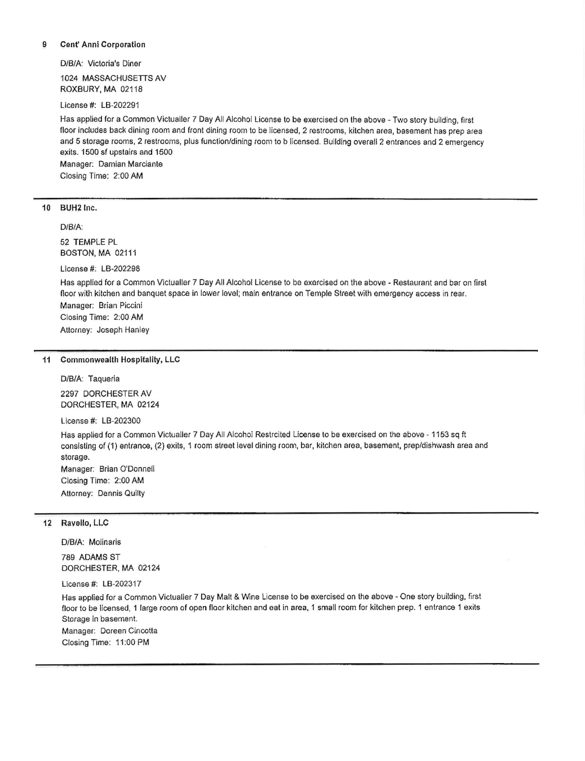**9 Cent' Anni Corporation**

D/B/A: Victoria's Diner

1024 MASSACHUSETTS AV
ROXBURY, MA 02118

License #: LB-202291

Has applied for a Common Victualler 7 Day All Alcohol License to be exercised on the above - Two story building, first floor includes back dining room and front dining room to be licensed, 2 restrooms, kitchen area, basement has prep area and 5 storage rooms, 2 restrooms, plus function/dining room to b licensed. Building overall 2 entrances and 2 emergency exits. 1500 sf upstairs and 1500

Manager: Damian Marciante
Closing Time: 2:00 AM

---

**10 BUH2 Inc.**

D/B/A:

52 TEMPLE PL
BOSTON, MA 02111

License #: LB-202298

Has applied for a Common Victualler 7 Day All Alcohol License to be exercised on the above - Restaurant and bar on first floor with kitchen and banquet space in lower level; main entrance on Temple Street with emergency access in rear.

Manager: Brian Piccini
Closing Time: 2:00 AM
Attorney: Joseph Hanley

---

**11 Commonwealth Hospitality, LLC**

D/B/A: Taqueria

2297 DORCHESTER AV
DORCHESTER, MA 02124

License #: LB-202300

Has applied for a Common Victualler 7 Day All Alcohol Restrcited License to be exercised on the above - 1153 sq ft consisting of (1) entrance, (2) exits, 1 room street level dining room, bar, kitchen area, basement, prep/dishwash area and storage.

Manager: Brian O'Donnell
Closing Time: 2:00 AM
Attorney: Dennis Quilty

---

**12 Ravello, LLC**

D/B/A: Molinaris

789 ADAMS ST
DORCHESTER, MA 02124

License #: LB-202317

Has applied for a Common Victualler 7 Day Malt & Wine License to be exercised on the above - One story building, first floor to be licensed, 1 large room of open floor kitchen and eat in area, 1 small room for kitchen prep. 1 entrance 1 exits Storage in basement.

Manager: Doreen Cincotta
Closing Time: 11:00 PM

---